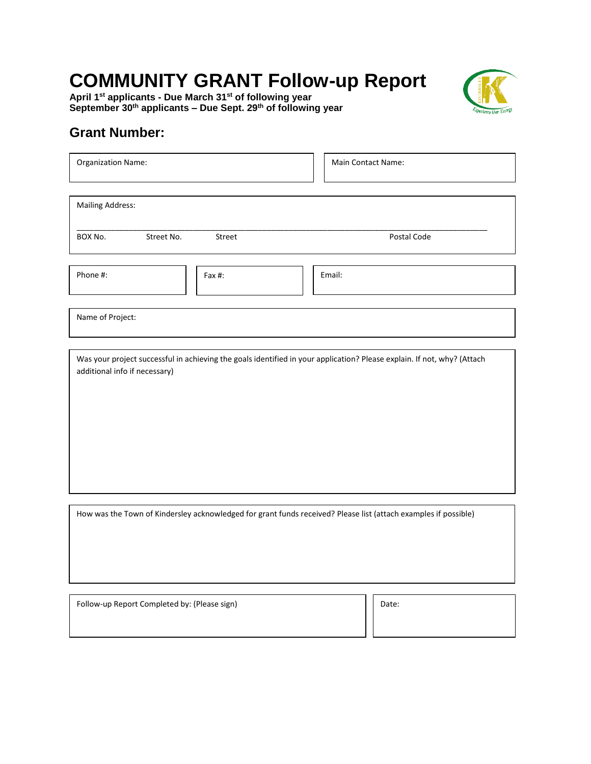# COMMUNITY GRANT Follow-up Report

**April 1st applicants - Due March 31st of following year**
**September 30th applicants – Due Sept. 29th of following year**

## Grant Number:

Organization Name:

Main Contact Name:

Mailing Address:

\_\_\_\_\_\_\_\_\_\_\_\_\_\_\_\_\_\_\_\_\_\_\_\_\_\_\_\_\_\_\_\_\_\_\_\_\_\_\_\_\_\_\_\_\_\_\_\_\_\_\_\_\_\_\_\_\_\_\_\_\_\_\_\_\_\_\_\_\_\_\_\_\_\_\_\_\_\_

BOX No. Street No. Street Postal Code

Phone #:

Fax #:

Email:

Name of Project:

Was your project successful in achieving the goals identified in your application? Please explain. If not, why? (Attach additional info if necessary)

How was the Town of Kindersley acknowledged for grant funds received? Please list (attach examples if possible)

Follow-up Report Completed by: (Please sign)

Date: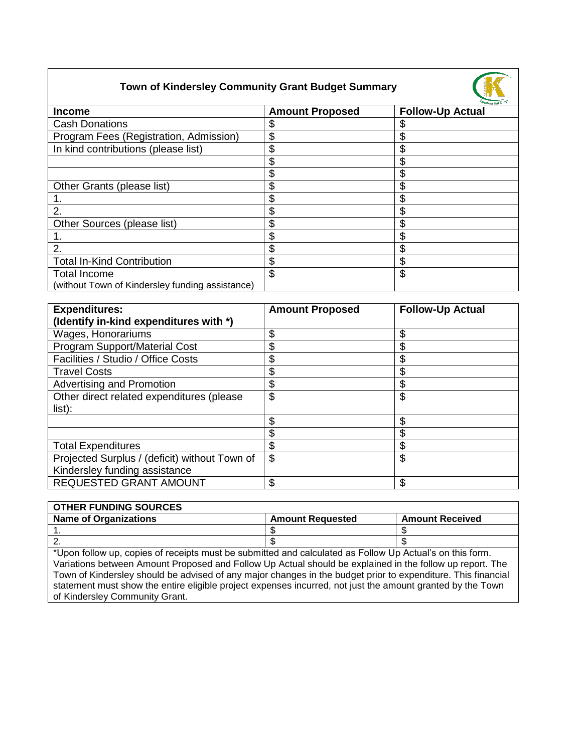# Town of Kindersley Community Grant Budget Summary

| Income | Amount Proposed | Follow-Up Actual |
|---|---|---|
| Cash Donations | $ | $ |
| Program Fees (Registration, Admission) | $ | $ |
| In kind contributions (please list) | $ | $ |
| | $ | $ |
| | $ | $ |
| Other Grants (please list) | $ | $ |
| 1. | $ | $ |
| 2. | $ | $ |
| Other Sources (please list) | $ | $ |
| 1. | $ | $ |
| 2. | $ | $ |
| Total In-Kind Contribution | $ | $ |
| Total Income (without Town of Kindersley funding assistance) | $ | $ |

| Expenditures: (Identify in-kind expenditures with *) | Amount Proposed | Follow-Up Actual |
|---|---|---|
| Wages, Honorariums | $ | $ |
| Program Support/Material Cost | $ | $ |
| Facilities / Studio / Office Costs | $ | $ |
| Travel Costs | $ | $ |
| Advertising and Promotion | $ | $ |
| Other direct related expenditures (please list): | $ | $ |
| | $ | $ |
| | $ | $ |
| Total Expenditures | $ | $ |
| Projected Surplus / (deficit) without Town of Kindersley funding assistance | $ | $ |
| REQUESTED GRANT AMOUNT | $ | $ |

**OTHER FUNDING SOURCES**

| Name of Organizations | Amount Requested | Amount Received |
|---|---|---|
| 1. | $ | $ |
| 2. | $ | $ |

*Upon follow up, copies of receipts must be submitted and calculated as Follow Up Actual's on this form. Variations between Amount Proposed and Follow Up Actual should be explained in the follow up report. The Town of Kindersley should be advised of any major changes in the budget prior to expenditure. This financial statement must show the entire eligible project expenses incurred, not just the amount granted by the Town of Kindersley Community Grant.